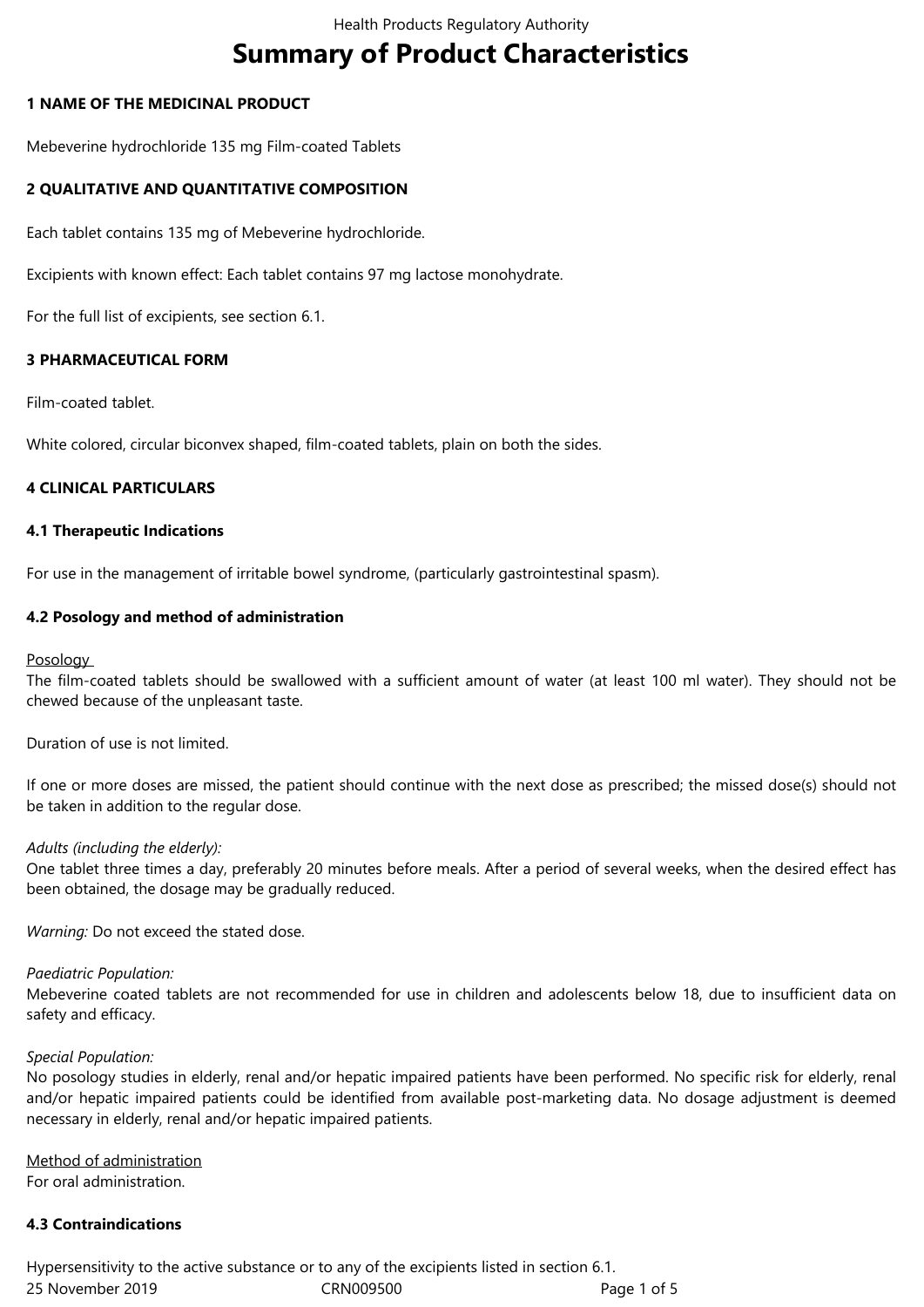# Summary of Product Characteristics

## 1 NAME OF THE MEDICINAL PRODUCT

Mebeverine hydrochloride 135 mg Film-coated Tablets

## 2 QUALITATIVE AND QUANTITATIVE COMPOSITION

Each tablet contains 135 mg of Mebeverine hydrochloride.

Excipients with known effect: Each tablet contains 97 mg lactose monohydrate.

For the full list of excipients, see section 6.1.

## 3 PHARMACEUTICAL FORM

Film-coated tablet.

White colored, circular biconvex shaped, film-coated tablets, plain on both the sides.

## 4 CLINICAL PARTICULARS

### 4.1 Therapeutic Indications

For use in the management of irritable bowel syndrome, (particularly gastrointestinal spasm).

### 4.2 Posology and method of administration

Posology

The film-coated tablets should be swallowed with a sufficient amount of water (at least 100 ml water). They should not be chewed because of the unpleasant taste.

Duration of use is not limited.

If one or more doses are missed, the patient should continue with the next dose as prescribed; the missed dose(s) should not be taken in addition to the regular dose.

*Adults (including the elderly):*

One tablet three times a day, preferably 20 minutes before meals. After a period of several weeks, when the desired effect has been obtained, the dosage may be gradually reduced.

*Warning:* Do not exceed the stated dose.

*Paediatric Population:*

Mebeverine coated tablets are not recommended for use in children and adolescents below 18, due to insufficient data on safety and efficacy.

*Special Population:*

No posology studies in elderly, renal and/or hepatic impaired patients have been performed. No specific risk for elderly, renal and/or hepatic impaired patients could be identified from available post-marketing data. No dosage adjustment is deemed necessary in elderly, renal and/or hepatic impaired patients.

Method of administration

For oral administration.

### 4.3 Contraindications

Hypersensitivity to the active substance or to any of the excipients listed in section 6.1.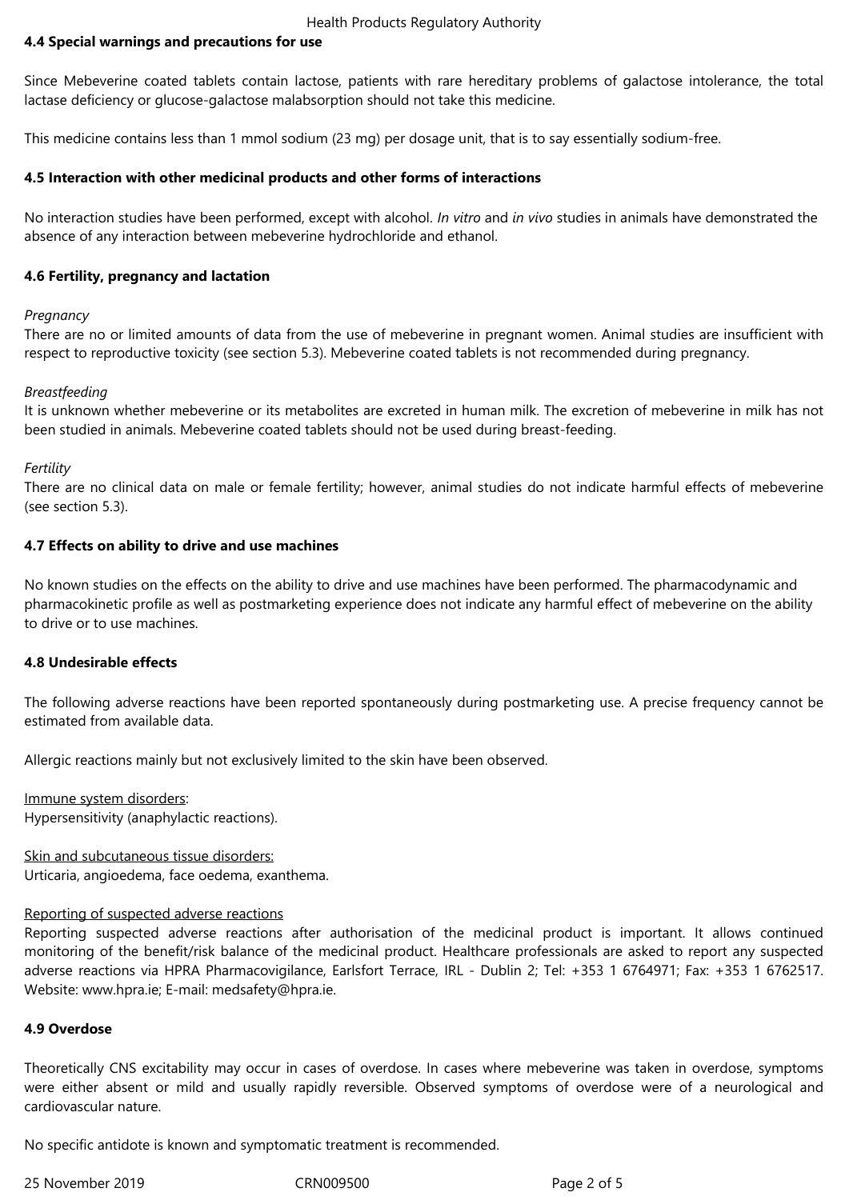## 4.4 Special warnings and precautions for use

Since Mebeverine coated tablets contain lactose, patients with rare hereditary problems of galactose intolerance, the total lactase deficiency or glucose-galactose malabsorption should not take this medicine.

This medicine contains less than 1 mmol sodium (23 mg) per dosage unit, that is to say essentially sodium-free.

## 4.5 Interaction with other medicinal products and other forms of interactions

No interaction studies have been performed, except with alcohol. *In vitro* and *in vivo* studies in animals have demonstrated the absence of any interaction between mebeverine hydrochloride and ethanol.

## 4.6 Fertility, pregnancy and lactation

*Pregnancy*
There are no or limited amounts of data from the use of mebeverine in pregnant women. Animal studies are insufficient with respect to reproductive toxicity (see section 5.3). Mebeverine coated tablets is not recommended during pregnancy.

*Breastfeeding*
It is unknown whether mebeverine or its metabolites are excreted in human milk. The excretion of mebeverine in milk has not been studied in animals. Mebeverine coated tablets should not be used during breast-feeding.

*Fertility*
There are no clinical data on male or female fertility; however, animal studies do not indicate harmful effects of mebeverine (see section 5.3).

## 4.7 Effects on ability to drive and use machines

No known studies on the effects on the ability to drive and use machines have been performed. The pharmacodynamic and pharmacokinetic profile as well as postmarketing experience does not indicate any harmful effect of mebeverine on the ability to drive or to use machines.

## 4.8 Undesirable effects

The following adverse reactions have been reported spontaneously during postmarketing use. A precise frequency cannot be estimated from available data.

Allergic reactions mainly but not exclusively limited to the skin have been observed.

Immune system disorders:
Hypersensitivity (anaphylactic reactions).

Skin and subcutaneous tissue disorders:
Urticaria, angioedema, face oedema, exanthema.

Reporting of suspected adverse reactions
Reporting suspected adverse reactions after authorisation of the medicinal product is important. It allows continued monitoring of the benefit/risk balance of the medicinal product. Healthcare professionals are asked to report any suspected adverse reactions via HPRA Pharmacovigilance, Earlsfort Terrace, IRL - Dublin 2; Tel: +353 1 6764971; Fax: +353 1 6762517. Website: www.hpra.ie; E-mail: medsafety@hpra.ie.

## 4.9 Overdose

Theoretically CNS excitability may occur in cases of overdose. In cases where mebeverine was taken in overdose, symptoms were either absent or mild and usually rapidly reversible. Observed symptoms of overdose were of a neurological and cardiovascular nature.

No specific antidote is known and symptomatic treatment is recommended.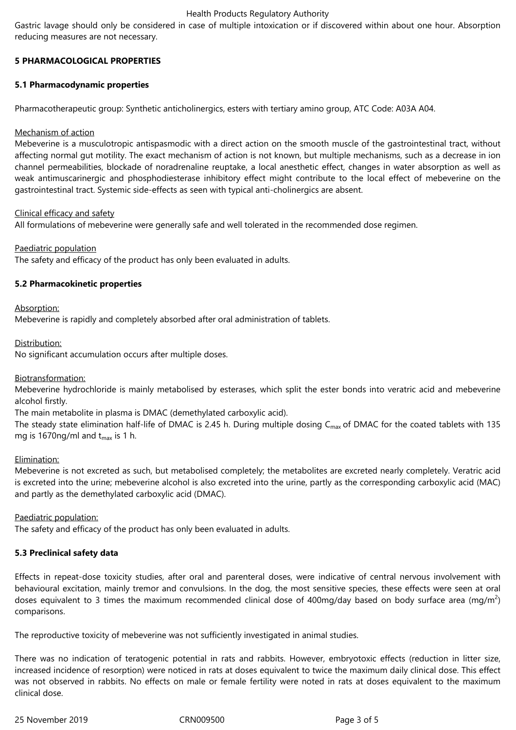Gastric lavage should only be considered in case of multiple intoxication or if discovered within about one hour. Absorption reducing measures are not necessary.

## 5 PHARMACOLOGICAL PROPERTIES

### 5.1 Pharmacodynamic properties

Pharmacotherapeutic group: Synthetic anticholinergics, esters with tertiary amino group, ATC Code: A03A A04.

Mechanism of action

Mebeverine is a musculotropic antispasmodic with a direct action on the smooth muscle of the gastrointestinal tract, without affecting normal gut motility. The exact mechanism of action is not known, but multiple mechanisms, such as a decrease in ion channel permeabilities, blockade of noradrenaline reuptake, a local anesthetic effect, changes in water absorption as well as weak antimuscarinergic and phosphodiesterase inhibitory effect might contribute to the local effect of mebeverine on the gastrointestinal tract. Systemic side-effects as seen with typical anti-cholinergics are absent.

Clinical efficacy and safety

All formulations of mebeverine were generally safe and well tolerated in the recommended dose regimen.

Paediatric population

The safety and efficacy of the product has only been evaluated in adults.

### 5.2 Pharmacokinetic properties

Absorption:

Mebeverine is rapidly and completely absorbed after oral administration of tablets.

Distribution:

No significant accumulation occurs after multiple doses.

Biotransformation:

Mebeverine hydrochloride is mainly metabolised by esterases, which split the ester bonds into veratric acid and mebeverine alcohol firstly.

The main metabolite in plasma is DMAC (demethylated carboxylic acid).

The steady state elimination half-life of DMAC is 2.45 h. During multiple dosing $C_{max}$ of DMAC for the coated tablets with 135 mg is 1670ng/ml and $t_{max}$ is 1 h.

Elimination:

Mebeverine is not excreted as such, but metabolised completely; the metabolites are excreted nearly completely. Veratric acid is excreted into the urine; mebeverine alcohol is also excreted into the urine, partly as the corresponding carboxylic acid (MAC) and partly as the demethylated carboxylic acid (DMAC).

Paediatric population:

The safety and efficacy of the product has only been evaluated in adults.

### 5.3 Preclinical safety data

Effects in repeat-dose toxicity studies, after oral and parenteral doses, were indicative of central nervous involvement with behavioural excitation, mainly tremor and convulsions. In the dog, the most sensitive species, these effects were seen at oral doses equivalent to 3 times the maximum recommended clinical dose of 400mg/day based on body surface area ($mg/m^2$) comparisons.

The reproductive toxicity of mebeverine was not sufficiently investigated in animal studies.

There was no indication of teratogenic potential in rats and rabbits. However, embryotoxic effects (reduction in litter size, increased incidence of resorption) were noticed in rats at doses equivalent to twice the maximum daily clinical dose. This effect was not observed in rabbits. No effects on male or female fertility were noted in rats at doses equivalent to the maximum clinical dose.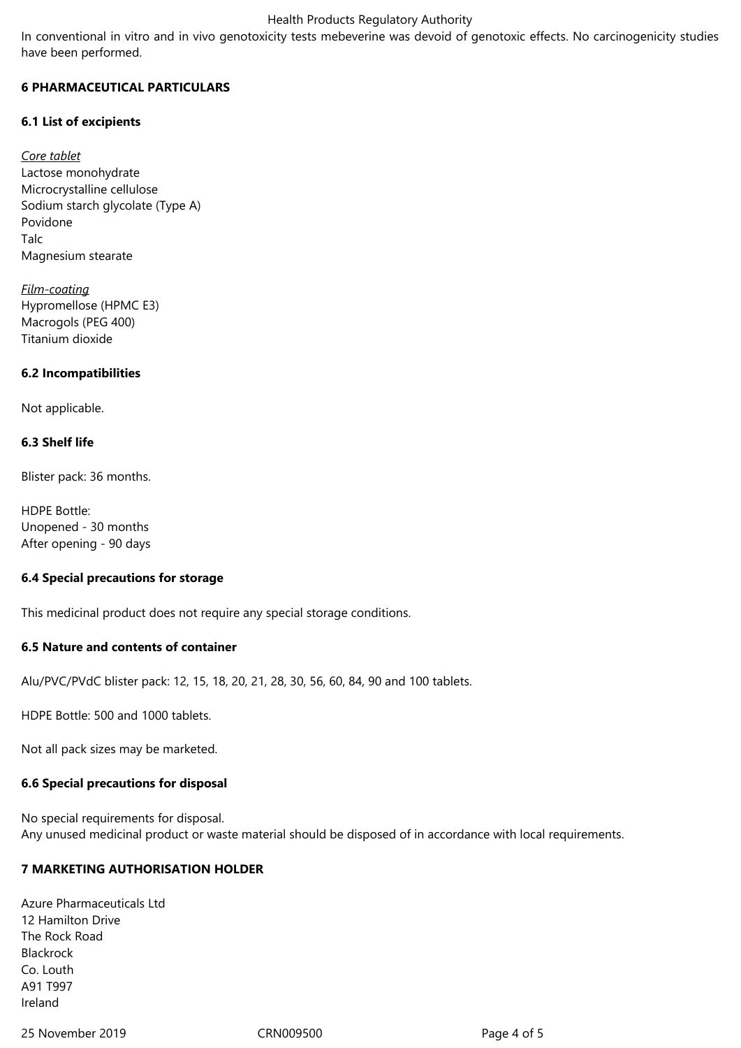In conventional in vitro and in vivo genotoxicity tests mebeverine was devoid of genotoxic effects. No carcinogenicity studies have been performed.

## 6 PHARMACEUTICAL PARTICULARS

### 6.1 List of excipients

*Core tablet*
Lactose monohydrate
Microcrystalline cellulose
Sodium starch glycolate (Type A)
Povidone
Talc
Magnesium stearate

*Film-coating*
Hypromellose (HPMC E3)
Macrogols (PEG 400)
Titanium dioxide

### 6.2 Incompatibilities

Not applicable.

### 6.3 Shelf life

Blister pack: 36 months.

HDPE Bottle:
Unopened - 30 months
After opening - 90 days

### 6.4 Special precautions for storage

This medicinal product does not require any special storage conditions.

### 6.5 Nature and contents of container

Alu/PVC/PVdC blister pack: 12, 15, 18, 20, 21, 28, 30, 56, 60, 84, 90 and 100 tablets.

HDPE Bottle: 500 and 1000 tablets.

Not all pack sizes may be marketed.

### 6.6 Special precautions for disposal

No special requirements for disposal.
Any unused medicinal product or waste material should be disposed of in accordance with local requirements.

## 7 MARKETING AUTHORISATION HOLDER

Azure Pharmaceuticals Ltd
12 Hamilton Drive
The Rock Road
Blackrock
Co. Louth
A91 T997
Ireland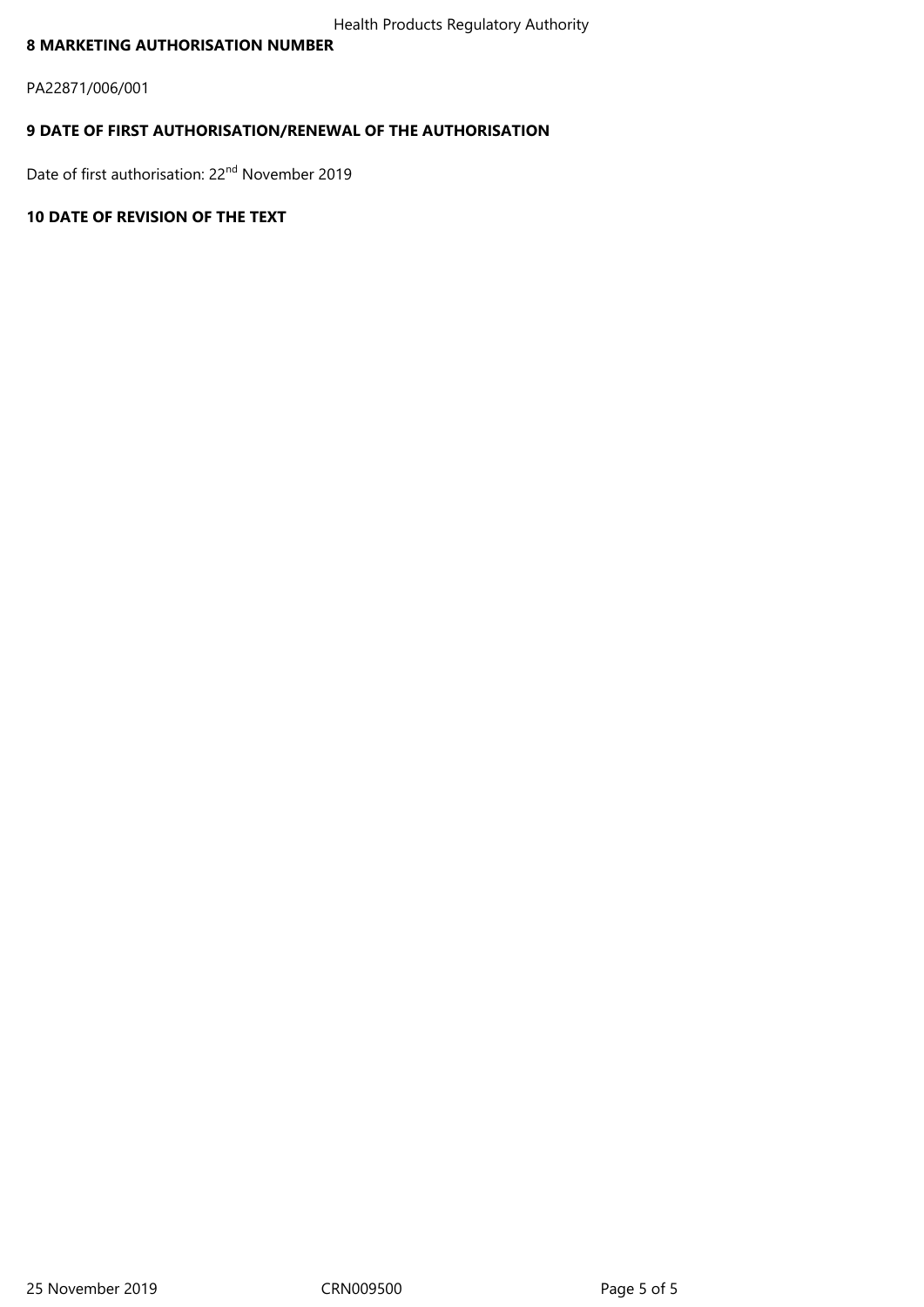## 8 MARKETING AUTHORISATION NUMBER

PA22871/006/001

## 9 DATE OF FIRST AUTHORISATION/RENEWAL OF THE AUTHORISATION

Date of first authorisation: 22nd November 2019

## 10 DATE OF REVISION OF THE TEXT